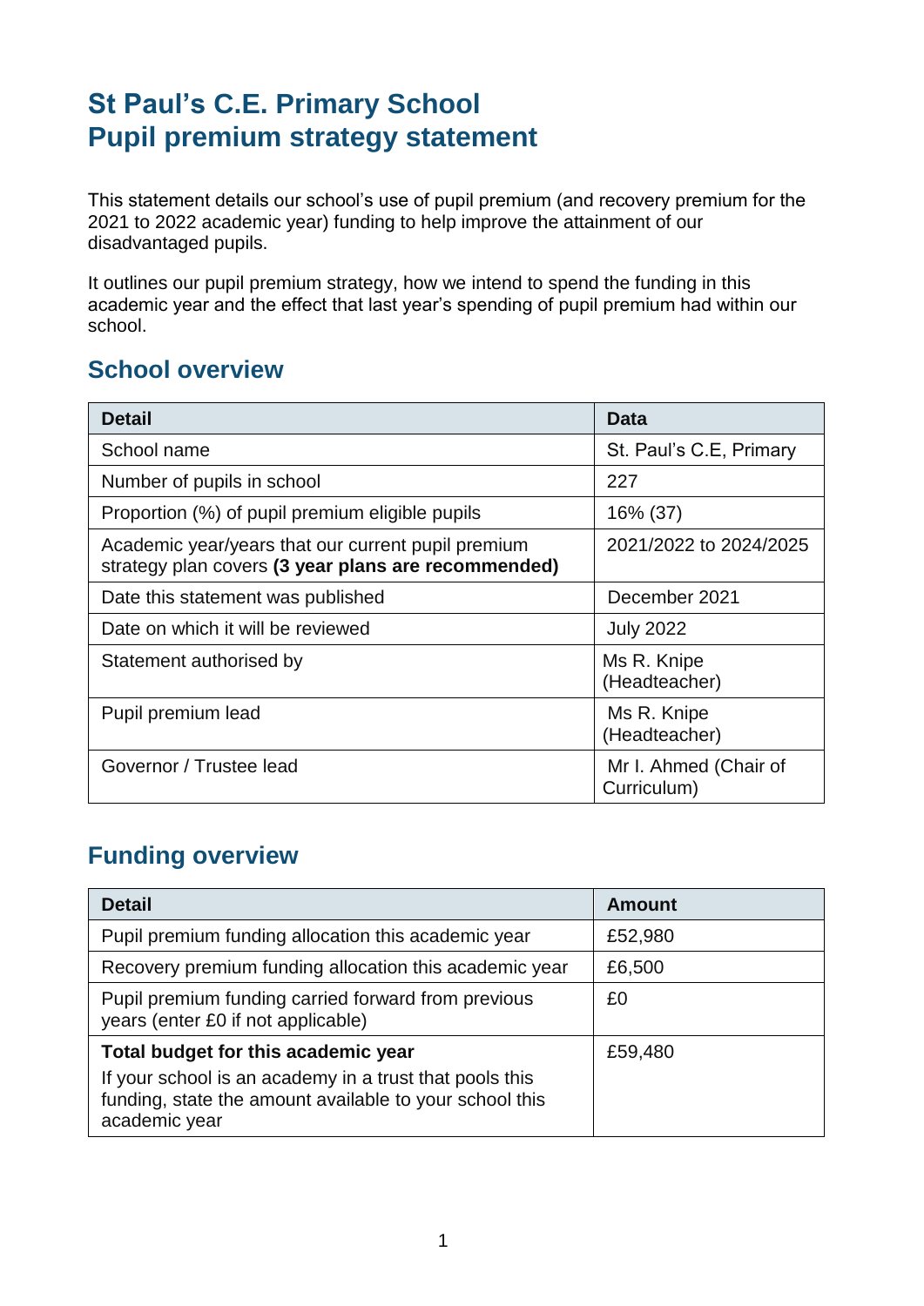# St Paul's C.E. Primary School
# Pupil premium strategy statement

This statement details our school's use of pupil premium (and recovery premium for the 2021 to 2022 academic year) funding to help improve the attainment of our disadvantaged pupils.

It outlines our pupil premium strategy, how we intend to spend the funding in this academic year and the effect that last year's spending of pupil premium had within our school.

## School overview

| Detail | Data |
|---|---|
| School name | St. Paul's C.E, Primary |
| Number of pupils in school | 227 |
| Proportion (%) of pupil premium eligible pupils | 16% (37) |
| Academic year/years that our current pupil premium strategy plan covers **(3 year plans are recommended)** | 2021/2022 to 2024/2025 |
| Date this statement was published | December 2021 |
| Date on which it will be reviewed | July 2022 |
| Statement authorised by | Ms R. Knipe (Headteacher) |
| Pupil premium lead | Ms R. Knipe (Headteacher) |
| Governor / Trustee lead | Mr I. Ahmed (Chair of Curriculum) |

## Funding overview

| Detail | Amount |
|---|---|
| Pupil premium funding allocation this academic year | £52,980 |
| Recovery premium funding allocation this academic year | £6,500 |
| Pupil premium funding carried forward from previous years (enter £0 if not applicable) | £0 |
| **Total budget for this academic year**<br>If your school is an academy in a trust that pools this funding, state the amount available to your school this academic year | £59,480 |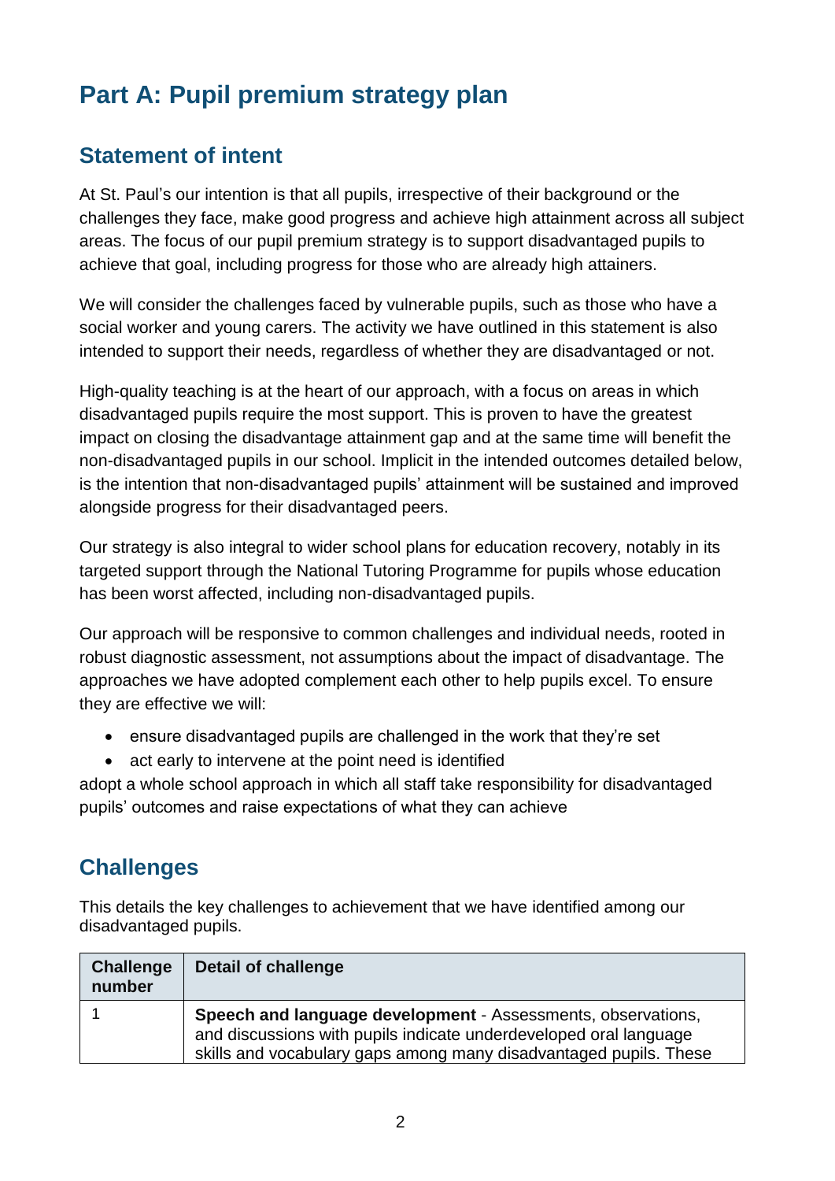# Part A: Pupil premium strategy plan

## Statement of intent

At St. Paul's our intention is that all pupils, irrespective of their background or the challenges they face, make good progress and achieve high attainment across all subject areas. The focus of our pupil premium strategy is to support disadvantaged pupils to achieve that goal, including progress for those who are already high attainers.

We will consider the challenges faced by vulnerable pupils, such as those who have a social worker and young carers. The activity we have outlined in this statement is also intended to support their needs, regardless of whether they are disadvantaged or not.

High-quality teaching is at the heart of our approach, with a focus on areas in which disadvantaged pupils require the most support. This is proven to have the greatest impact on closing the disadvantage attainment gap and at the same time will benefit the non-disadvantaged pupils in our school. Implicit in the intended outcomes detailed below, is the intention that non-disadvantaged pupils' attainment will be sustained and improved alongside progress for their disadvantaged peers.

Our strategy is also integral to wider school plans for education recovery, notably in its targeted support through the National Tutoring Programme for pupils whose education has been worst affected, including non-disadvantaged pupils.

Our approach will be responsive to common challenges and individual needs, rooted in robust diagnostic assessment, not assumptions about the impact of disadvantage. The approaches we have adopted complement each other to help pupils excel. To ensure they are effective we will:

- ensure disadvantaged pupils are challenged in the work that they're set
- act early to intervene at the point need is identified

adopt a whole school approach in which all staff take responsibility for disadvantaged pupils' outcomes and raise expectations of what they can achieve

## Challenges

This details the key challenges to achievement that we have identified among our disadvantaged pupils.

| Challenge number | Detail of challenge |
|---|---|
| 1 | **Speech and language development** - Assessments, observations, and discussions with pupils indicate underdeveloped oral language skills and vocabulary gaps among many disadvantaged pupils. These |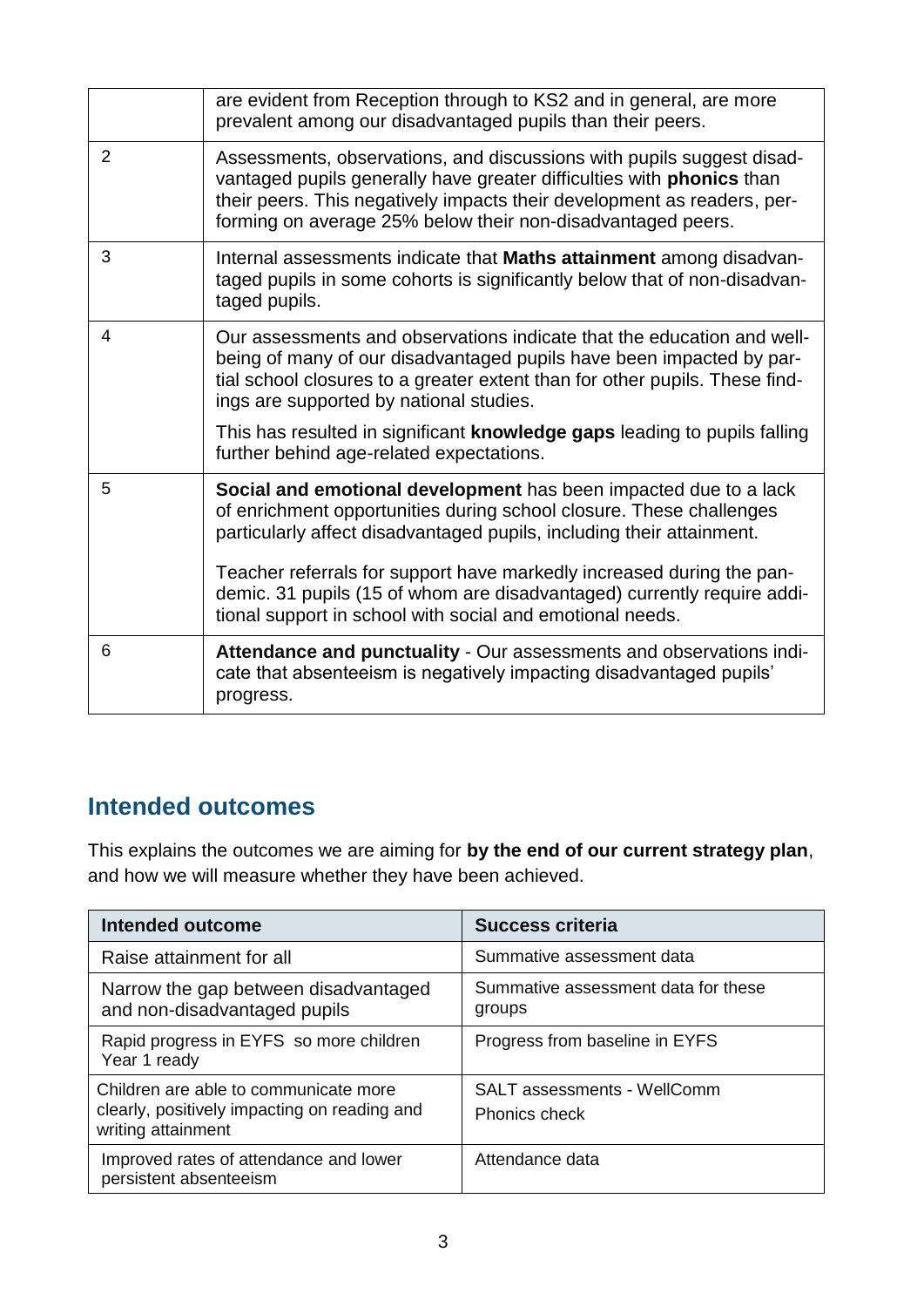| | |
|---|---|
| | are evident from Reception through to KS2 and in general, are more prevalent among our disadvantaged pupils than their peers. |
| 2 | Assessments, observations, and discussions with pupils suggest disadvantaged pupils generally have greater difficulties with **phonics** than their peers. This negatively impacts their development as readers, performing on average 25% below their non-disadvantaged peers. |
| 3 | Internal assessments indicate that **Maths attainment** among disadvantaged pupils in some cohorts is significantly below that of non-disadvantaged pupils. |
| 4 | Our assessments and observations indicate that the education and wellbeing of many of our disadvantaged pupils have been impacted by partial school closures to a greater extent than for other pupils. These findings are supported by national studies.<br><br>This has resulted in significant **knowledge gaps** leading to pupils falling further behind age-related expectations. |
| 5 | **Social and emotional development** has been impacted due to a lack of enrichment opportunities during school closure. These challenges particularly affect disadvantaged pupils, including their attainment.<br><br>Teacher referrals for support have markedly increased during the pandemic. 31 pupils (15 of whom are disadvantaged) currently require additional support in school with social and emotional needs. |
| 6 | **Attendance and punctuality** - Our assessments and observations indicate that absenteeism is negatively impacting disadvantaged pupils' progress. |

## Intended outcomes

This explains the outcomes we are aiming for **by the end of our current strategy plan**, and how we will measure whether they have been achieved.

| Intended outcome | Success criteria |
|---|---|
| Raise attainment for all | Summative assessment data |
| Narrow the gap between disadvantaged and non-disadvantaged pupils | Summative assessment data for these groups |
| Rapid progress in EYFS so more children Year 1 ready | Progress from baseline in EYFS |
| Children are able to communicate more clearly, positively impacting on reading and writing attainment | SALT assessments - WellComm<br><br>Phonics check |
| Improved rates of attendance and lower persistent absenteeism | Attendance data |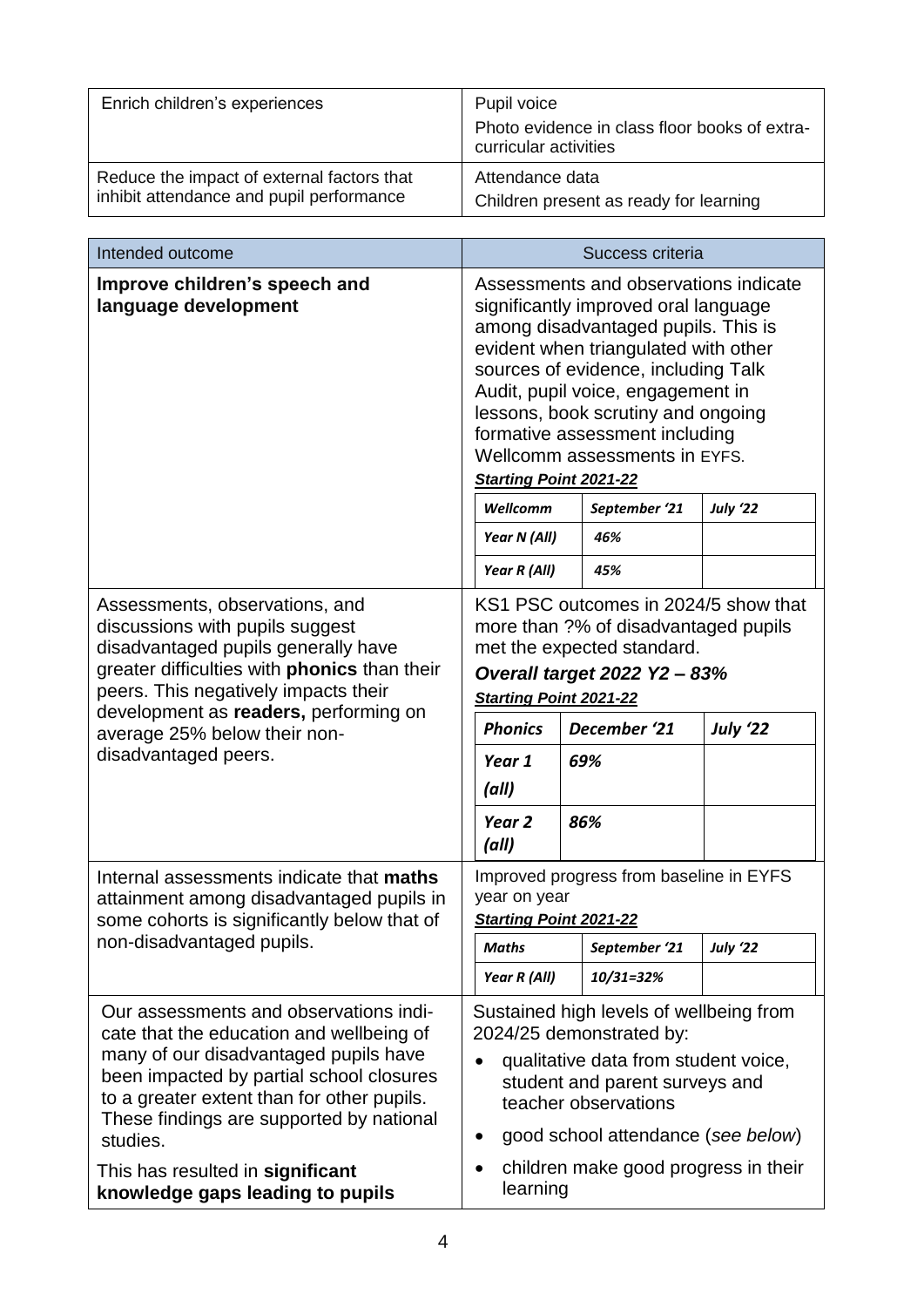| Enrich children's experiences | Pupil voice<br>Photo evidence in class floor books of extra-curricular activities |
|---|---|
| Reduce the impact of external factors that inhibit attendance and pupil performance | Attendance data<br>Children present as ready for learning |

| Intended outcome | Success criteria |
|---|---|
| **Improve children's speech and language development** | Assessments and observations indicate significantly improved oral language among disadvantaged pupils. This is evident when triangulated with other sources of evidence, including Talk Audit, pupil voice, engagement in lessons, book scrutiny and ongoing formative assessment including Wellcomm assessments in EYFS.<br>***Starting Point 2021-22***<br>***Wellcomm*** \| ***September '21*** \| ***July '22***<br>***Year N (All)*** \| ***46%*** \|<br>***Year R (All)*** \| ***45%*** \| |
| Assessments, observations, and discussions with pupils suggest disadvantaged pupils generally have greater difficulties with **phonics** than their peers. This negatively impacts their development as **readers,** performing on average 25% below their non-disadvantaged peers. | KS1 PSC outcomes in 2024/5 show that more than ?% of disadvantaged pupils met the expected standard.<br>***Overall target 2022 Y2 – 83%***<br>***Starting Point 2021-22***<br>***Phonics*** \| ***December '21*** \| ***July '22***<br>***Year 1 (all)*** \| ***69%*** \|<br>***Year 2 (all)*** \| ***86%*** \| |
| Internal assessments indicate that **maths** attainment among disadvantaged pupils in some cohorts is significantly below that of non-disadvantaged pupils. | Improved progress from baseline in EYFS year on year<br>***Starting Point 2021-22***<br>***Maths*** \| ***September '21*** \| ***July '22***<br>***Year R (All)*** \| ***10/31=32%*** \| |
| Our assessments and observations indicate that the education and wellbeing of many of our disadvantaged pupils have been impacted by partial school closures to a greater extent than for other pupils. These findings are supported by national studies.<br>This has resulted in **significant knowledge gaps leading to pupils** | Sustained high levels of wellbeing from 2024/25 demonstrated by:<br>• qualitative data from student voice, student and parent surveys and teacher observations<br>• good school attendance (*see below*)<br>• children make good progress in their learning |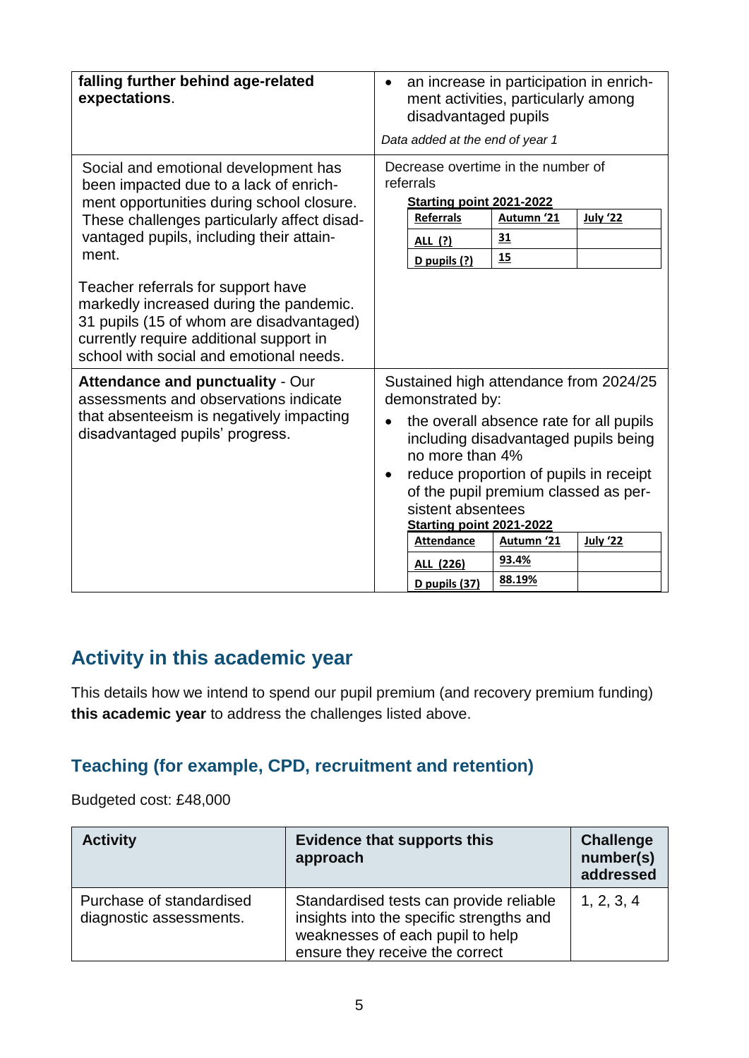| | |
|---|---|
| **falling further behind age-related expectations**. | • an increase in participation in enrichment activities, particularly among disadvantaged pupils<br><br>*Data added at the end of year 1* |
| Social and emotional development has been impacted due to a lack of enrichment opportunities during school closure. These challenges particularly affect disadvantaged pupils, including their attainment.<br><br>Teacher referrals for support have markedly increased during the pandemic. 31 pupils (15 of whom are disadvantaged) currently require additional support in school with social and emotional needs. | Decrease overtime in the number of referrals<br><br>**Starting point 2021-2022**<br><br>\| **Referrals** \| **Autumn '21** \| **July '22** \|<br>\| **ALL (?)** \| **31** \| \|<br>\| **D pupils (?)** \| **15** \| \| |
| **Attendance and punctuality** - Our assessments and observations indicate that absenteeism is negatively impacting disadvantaged pupils' progress. | Sustained high attendance from 2024/25 demonstrated by:<br><br>• the overall absence rate for all pupils including disadvantaged pupils being no more than 4%<br>• reduce proportion of pupils in receipt of the pupil premium classed as persistent absentees<br><br>**Starting point 2021-2022**<br><br>\| **Attendance** \| **Autumn '21** \| **July '22** \|<br>\| **ALL (226)** \| **93.4%** \| \|<br>\| **D pupils (37)** \| **88.19%** \| \| |

## Activity in this academic year

This details how we intend to spend our pupil premium (and recovery premium funding) **this academic year** to address the challenges listed above.

### Teaching (for example, CPD, recruitment and retention)

Budgeted cost: £48,000

| Activity | Evidence that supports this approach | Challenge number(s) addressed |
|---|---|---|
| Purchase of standardised diagnostic assessments. | Standardised tests can provide reliable insights into the specific strengths and weaknesses of each pupil to help ensure they receive the correct | 1, 2, 3, 4 |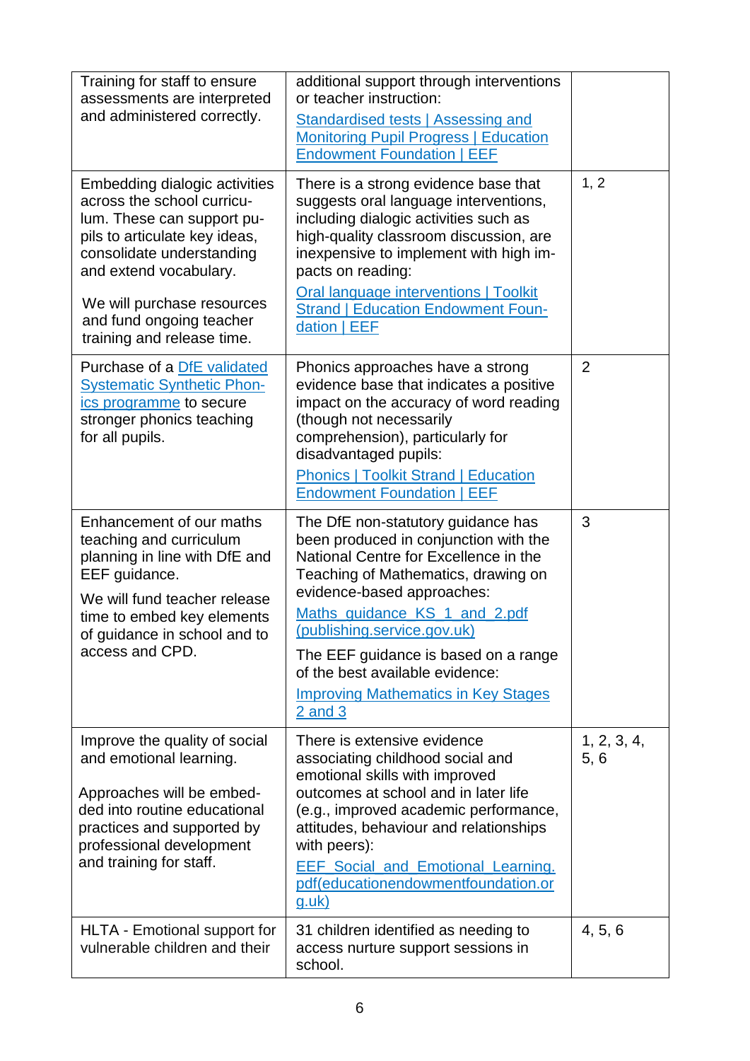| | | |
|---|---|---|
| Training for staff to ensure assessments are interpreted and administered correctly. | additional support through interventions or teacher instruction: [Standardised tests \| Assessing and Monitoring Pupil Progress \| Education Endowment Foundation \| EEF](#) | |
| Embedding dialogic activities across the school curriculum. These can support pupils to articulate key ideas, consolidate understanding and extend vocabulary. <br><br> We will purchase resources and fund ongoing teacher training and release time. | There is a strong evidence base that suggests oral language interventions, including dialogic activities such as high-quality classroom discussion, are inexpensive to implement with high impacts on reading: [Oral language interventions \| Toolkit Strand \| Education Endowment Foundation \| EEF](#) | 1, 2 |
| Purchase of a [DfE validated Systematic Synthetic Phonics programme](#) to secure stronger phonics teaching for all pupils. | Phonics approaches have a strong evidence base that indicates a positive impact on the accuracy of word reading (though not necessarily comprehension), particularly for disadvantaged pupils: [Phonics \| Toolkit Strand \| Education Endowment Foundation \| EEF](#) | 2 |
| Enhancement of our maths teaching and curriculum planning in line with DfE and EEF guidance. <br><br> We will fund teacher release time to embed key elements of guidance in school and to access and CPD. | The DfE non-statutory guidance has been produced in conjunction with the National Centre for Excellence in the Teaching of Mathematics, drawing on evidence-based approaches: [Maths_guidance_KS_1_and_2.pdf (publishing.service.gov.uk)](#) <br><br> The EEF guidance is based on a range of the best available evidence: [Improving Mathematics in Key Stages 2 and 3](#) | 3 |
| Improve the quality of social and emotional learning. <br><br> Approaches will be embedded into routine educational practices and supported by professional development and training for staff. | There is extensive evidence associating childhood social and emotional skills with improved outcomes at school and in later life (e.g., improved academic performance, attitudes, behaviour and relationships with peers): [EEF_Social_and_Emotional_Learning.pdf(educationendowmentfoundation.org.uk)](#) | 1, 2, 3, 4, 5, 6 |
| HLTA - Emotional support for vulnerable children and their | 31 children identified as needing to access nurture support sessions in school. | 4, 5, 6 |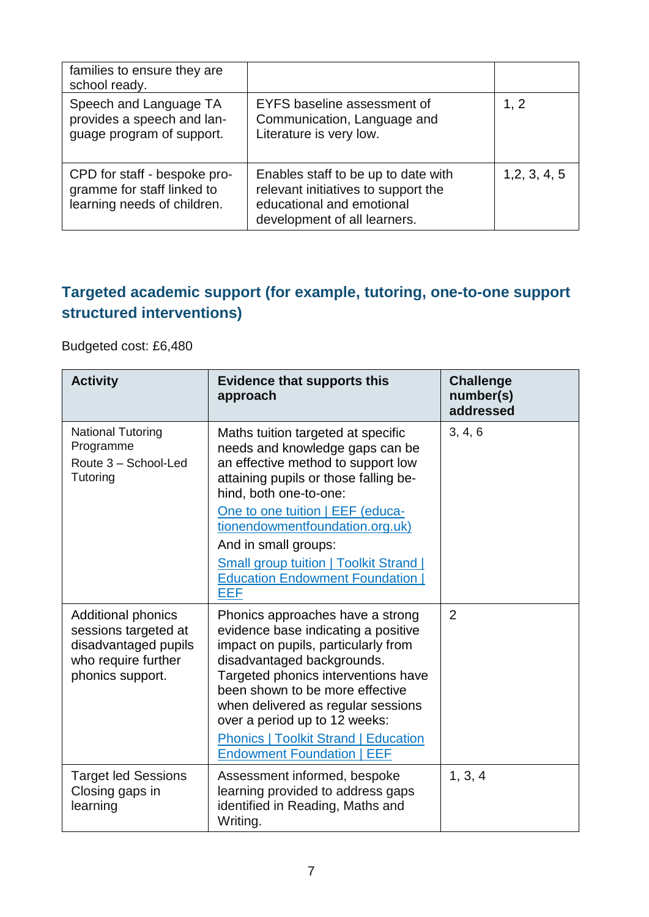| | | |
|---|---|---|
| families to ensure they are school ready. | | |
| Speech and Language TA provides a speech and language program of support. | EYFS baseline assessment of Communication, Language and Literature is very low. | 1, 2 |
| CPD for staff - bespoke programme for staff linked to learning needs of children. | Enables staff to be up to date with relevant initiatives to support the educational and emotional development of all learners. | 1,2, 3, 4, 5 |

## Targeted academic support (for example, tutoring, one-to-one support structured interventions)

Budgeted cost: £6,480

| Activity | Evidence that supports this approach | Challenge number(s) addressed |
|---|---|---|
| National Tutoring Programme<br>Route 3 – School-Led Tutoring | Maths tuition targeted at specific needs and knowledge gaps can be an effective method to support low attaining pupils or those falling behind, both one-to-one:<br>One to one tuition \| EEF (educationendowmentfoundation.org.uk)<br>And in small groups:<br>Small group tuition \| Toolkit Strand \| Education Endowment Foundation \| EEF | 3, 4, 6 |
| Additional phonics sessions targeted at disadvantaged pupils who require further phonics support. | Phonics approaches have a strong evidence base indicating a positive impact on pupils, particularly from disadvantaged backgrounds. Targeted phonics interventions have been shown to be more effective when delivered as regular sessions over a period up to 12 weeks:<br>Phonics \| Toolkit Strand \| Education Endowment Foundation \| EEF | 2 |
| Target led Sessions Closing gaps in learning | Assessment informed, bespoke learning provided to address gaps identified in Reading, Maths and Writing. | 1, 3, 4 |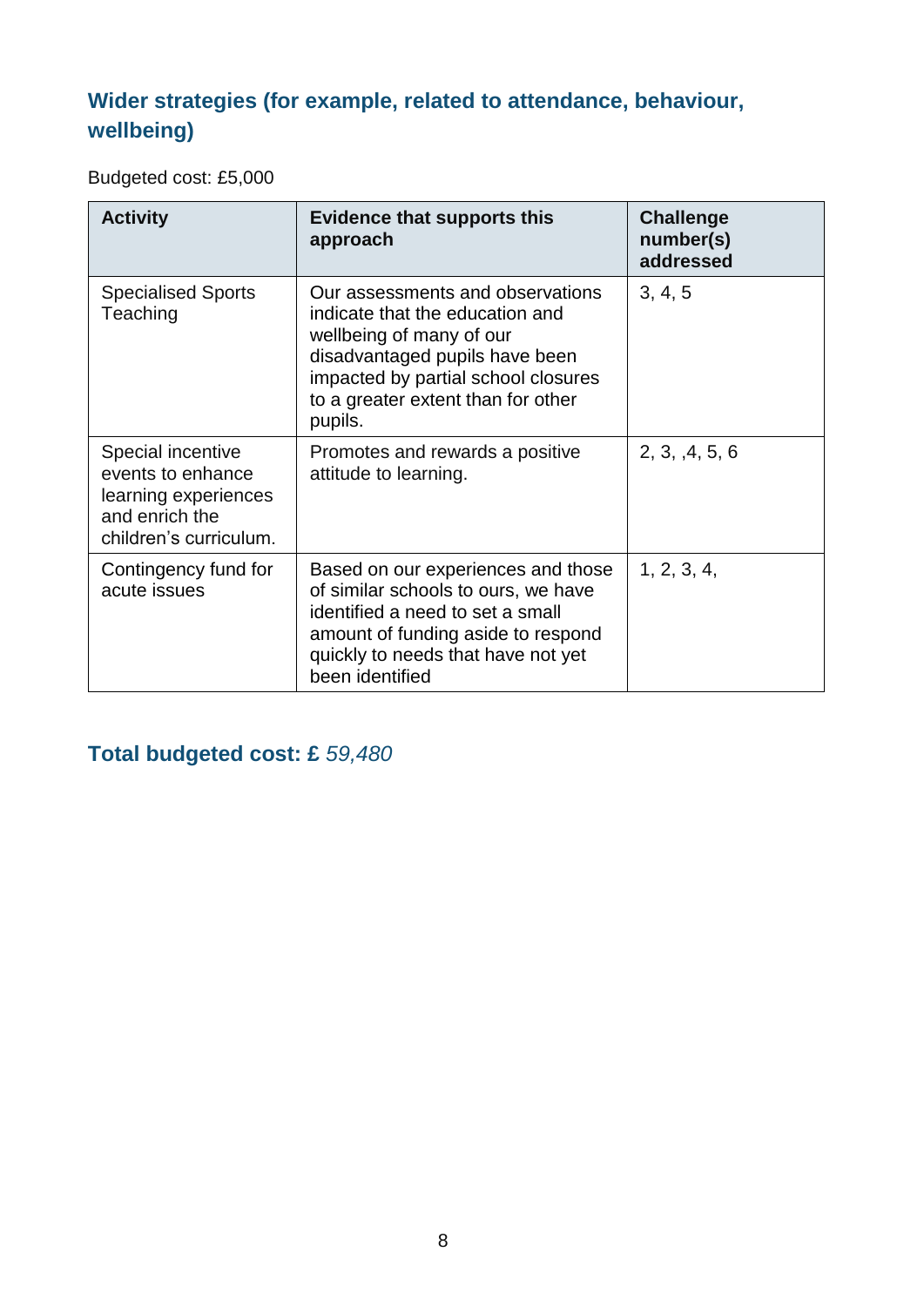## Wider strategies (for example, related to attendance, behaviour, wellbeing)

Budgeted cost: £5,000

| Activity | Evidence that supports this approach | Challenge number(s) addressed |
| --- | --- | --- |
| Specialised Sports Teaching | Our assessments and observations indicate that the education and wellbeing of many of our disadvantaged pupils have been impacted by partial school closures to a greater extent than for other pupils. | 3, 4, 5 |
| Special incentive events to enhance learning experiences and enrich the children's curriculum. | Promotes and rewards a positive attitude to learning. | 2, 3, ,4, 5, 6 |
| Contingency fund for acute issues | Based on our experiences and those of similar schools to ours, we have identified a need to set a small amount of funding aside to respond quickly to needs that have not yet been identified | 1, 2, 3, 4, |

## Total budgeted cost: £ *59,480*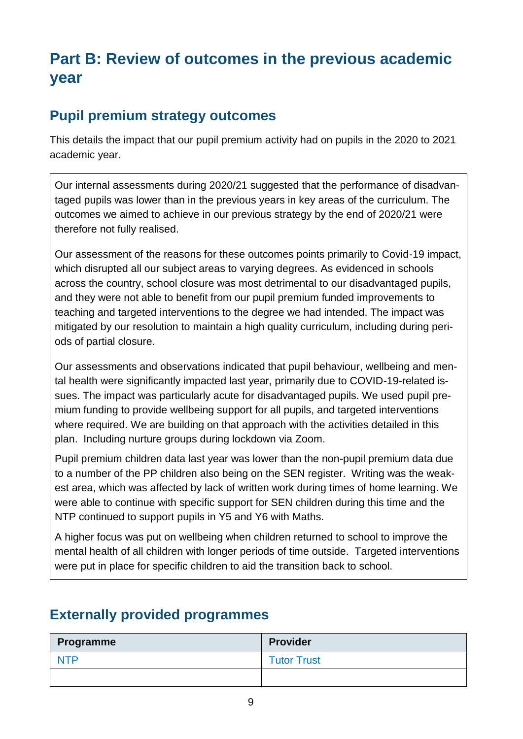# Part B: Review of outcomes in the previous academic year

## Pupil premium strategy outcomes

This details the impact that our pupil premium activity had on pupils in the 2020 to 2021 academic year.

Our internal assessments during 2020/21 suggested that the performance of disadvantaged pupils was lower than in the previous years in key areas of the curriculum. The outcomes we aimed to achieve in our previous strategy by the end of 2020/21 were therefore not fully realised.

Our assessment of the reasons for these outcomes points primarily to Covid-19 impact, which disrupted all our subject areas to varying degrees. As evidenced in schools across the country, school closure was most detrimental to our disadvantaged pupils, and they were not able to benefit from our pupil premium funded improvements to teaching and targeted interventions to the degree we had intended. The impact was mitigated by our resolution to maintain a high quality curriculum, including during periods of partial closure.

Our assessments and observations indicated that pupil behaviour, wellbeing and mental health were significantly impacted last year, primarily due to COVID-19-related issues. The impact was particularly acute for disadvantaged pupils. We used pupil premium funding to provide wellbeing support for all pupils, and targeted interventions where required. We are building on that approach with the activities detailed in this plan. Including nurture groups during lockdown via Zoom.

Pupil premium children data last year was lower than the non-pupil premium data due to a number of the PP children also being on the SEN register. Writing was the weakest area, which was affected by lack of written work during times of home learning. We were able to continue with specific support for SEN children during this time and the NTP continued to support pupils in Y5 and Y6 with Maths.

A higher focus was put on wellbeing when children returned to school to improve the mental health of all children with longer periods of time outside. Targeted interventions were put in place for specific children to aid the transition back to school.

## Externally provided programmes

| Programme | Provider |
| --- | --- |
| NTP | Tutor Trust |
| | |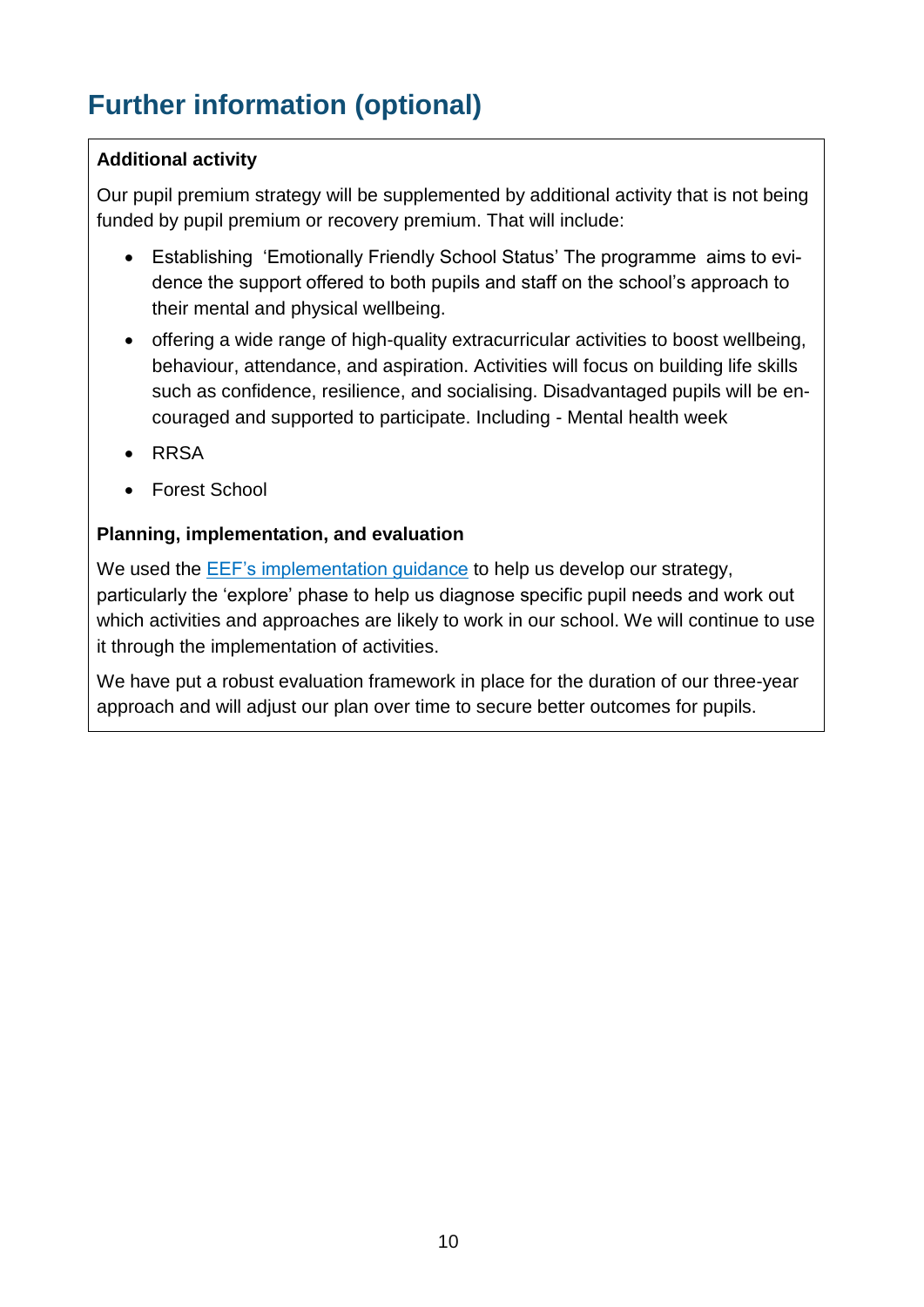# Further information (optional)

**Additional activity**

Our pupil premium strategy will be supplemented by additional activity that is not being funded by pupil premium or recovery premium. That will include:

- Establishing 'Emotionally Friendly School Status' The programme aims to evidence the support offered to both pupils and staff on the school's approach to their mental and physical wellbeing.
- offering a wide range of high-quality extracurricular activities to boost wellbeing, behaviour, attendance, and aspiration. Activities will focus on building life skills such as confidence, resilience, and socialising. Disadvantaged pupils will be encouraged and supported to participate. Including - Mental health week
- RRSA
- Forest School

**Planning, implementation, and evaluation**

We used the [EEF's implementation guidance] to help us develop our strategy, particularly the 'explore' phase to help us diagnose specific pupil needs and work out which activities and approaches are likely to work in our school. We will continue to use it through the implementation of activities.

We have put a robust evaluation framework in place for the duration of our three-year approach and will adjust our plan over time to secure better outcomes for pupils.